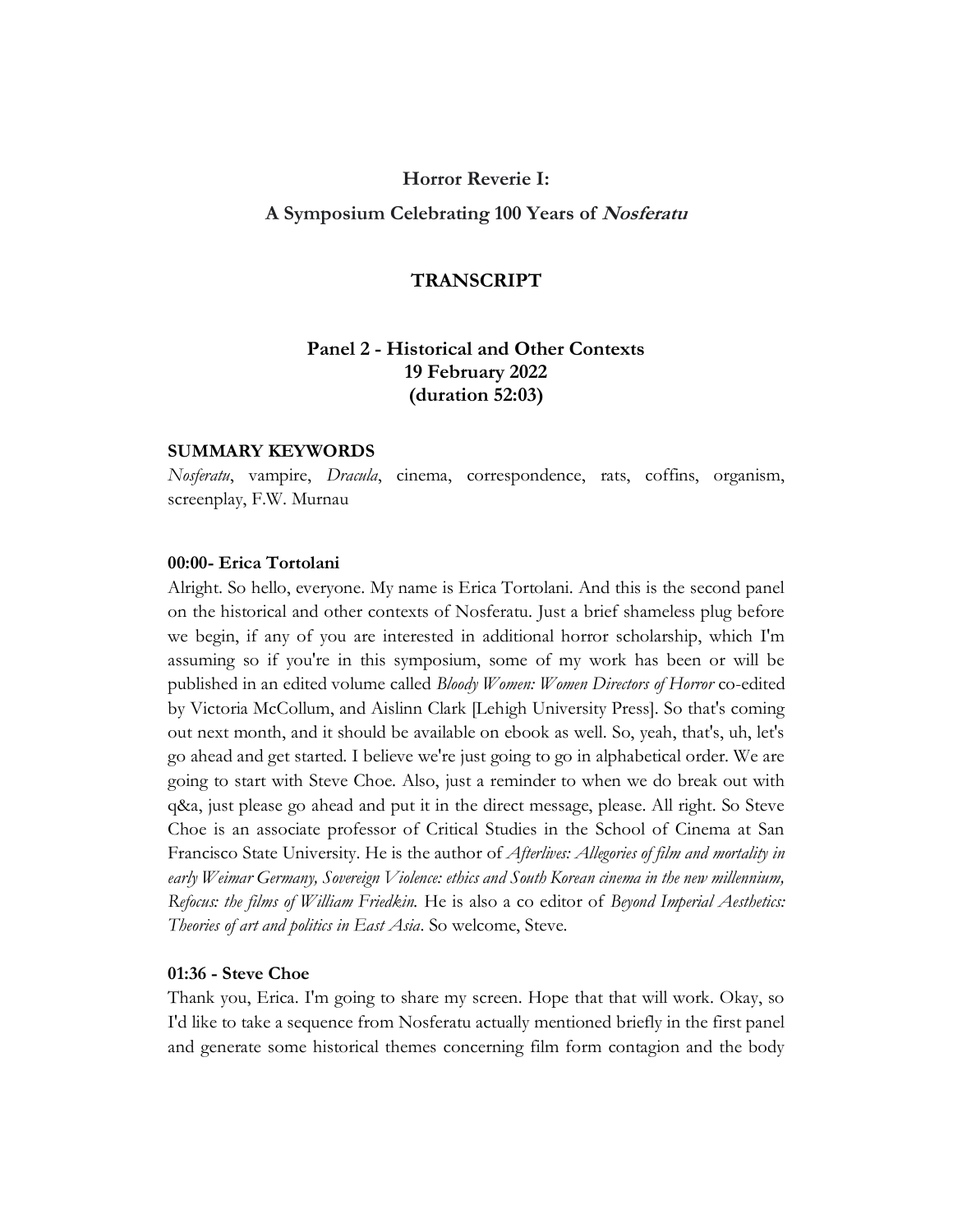**Horror Reverie I:**

**A Symposium Celebrating 100 Years of *Nosferatu***

# TRANSCRIPT

## Panel 2 - Historical and Other Contexts
## 19 February 2022
## (duration 52:03)

**SUMMARY KEYWORDS**

*Nosferatu*, vampire, *Dracula*, cinema, correspondence, rats, coffins, organism, screenplay, F.W. Murnau

**00:00- Erica Tortolani**

Alright. So hello, everyone. My name is Erica Tortolani. And this is the second panel on the historical and other contexts of Nosferatu. Just a brief shameless plug before we begin, if any of you are interested in additional horror scholarship, which I'm assuming so if you're in this symposium, some of my work has been or will be published in an edited volume called *Bloody Women: Women Directors of Horror* co-edited by Victoria McCollum, and Aislinn Clark [Lehigh University Press]. So that's coming out next month, and it should be available on ebook as well. So, yeah, that's, uh, let's go ahead and get started. I believe we're just going to go in alphabetical order. We are going to start with Steve Choe. Also, just a reminder to when we do break out with q&a, just please go ahead and put it in the direct message, please. All right. So Steve Choe is an associate professor of Critical Studies in the School of Cinema at San Francisco State University. He is the author of *Afterlives: Allegories of film and mortality in early Weimar Germany, Sovereign Violence: ethics and South Korean cinema in the new millennium, Refocus: the films of William Friedkin.* He is also a co editor of *Beyond Imperial Aesthetics: Theories of art and politics in East Asia*. So welcome, Steve.

**01:36 - Steve Choe**

Thank you, Erica. I'm going to share my screen. Hope that that will work. Okay, so I'd like to take a sequence from Nosferatu actually mentioned briefly in the first panel and generate some historical themes concerning film form contagion and the body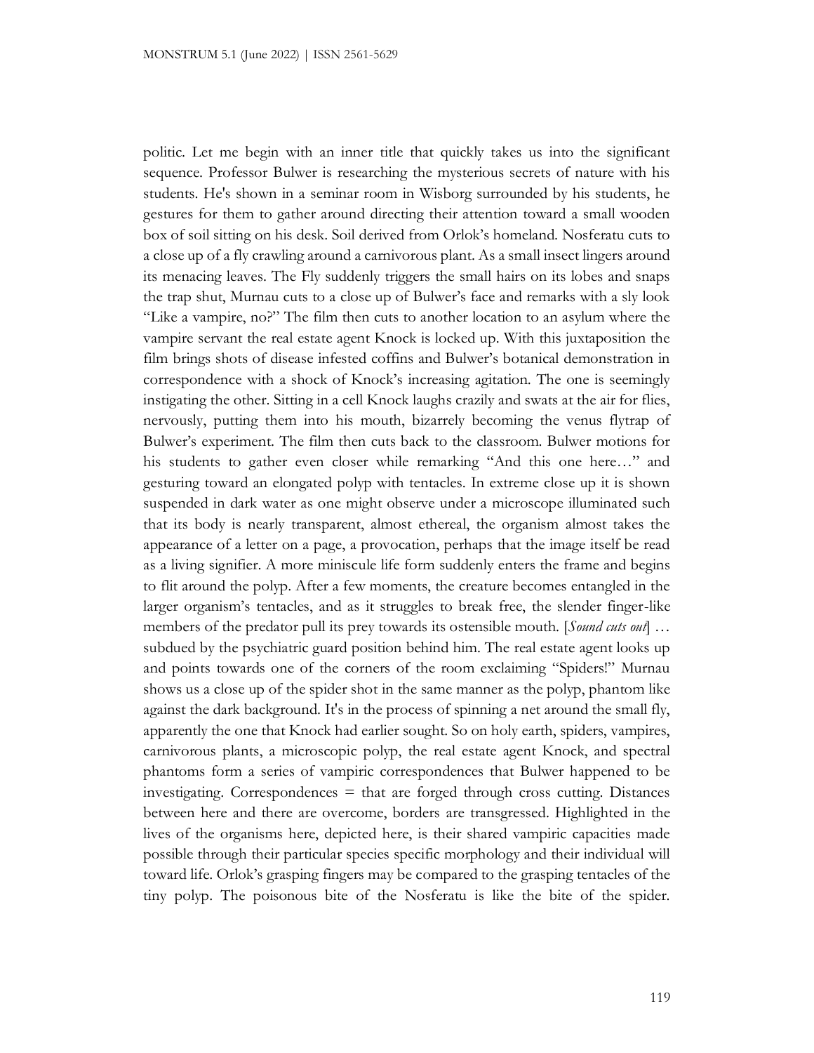politic. Let me begin with an inner title that quickly takes us into the significant sequence. Professor Bulwer is researching the mysterious secrets of nature with his students. He's shown in a seminar room in Wisborg surrounded by his students, he gestures for them to gather around directing their attention toward a small wooden box of soil sitting on his desk. Soil derived from Orlok's homeland. Nosferatu cuts to a close up of a fly crawling around a carnivorous plant. As a small insect lingers around its menacing leaves. The Fly suddenly triggers the small hairs on its lobes and snaps the trap shut, Murnau cuts to a close up of Bulwer's face and remarks with a sly look "Like a vampire, no?" The film then cuts to another location to an asylum where the vampire servant the real estate agent Knock is locked up. With this juxtaposition the film brings shots of disease infested coffins and Bulwer's botanical demonstration in correspondence with a shock of Knock's increasing agitation. The one is seemingly instigating the other. Sitting in a cell Knock laughs crazily and swats at the air for flies, nervously, putting them into his mouth, bizarrely becoming the venus flytrap of Bulwer's experiment. The film then cuts back to the classroom. Bulwer motions for his students to gather even closer while remarking "And this one here…" and gesturing toward an elongated polyp with tentacles. In extreme close up it is shown suspended in dark water as one might observe under a microscope illuminated such that its body is nearly transparent, almost ethereal, the organism almost takes the appearance of a letter on a page, a provocation, perhaps that the image itself be read as a living signifier. A more miniscule life form suddenly enters the frame and begins to flit around the polyp. After a few moments, the creature becomes entangled in the larger organism's tentacles, and as it struggles to break free, the slender finger-like members of the predator pull its prey towards its ostensible mouth. [*Sound cuts out*] … subdued by the psychiatric guard position behind him. The real estate agent looks up and points towards one of the corners of the room exclaiming "Spiders!" Murnau shows us a close up of the spider shot in the same manner as the polyp, phantom like against the dark background. It's in the process of spinning a net around the small fly, apparently the one that Knock had earlier sought. So on holy earth, spiders, vampires, carnivorous plants, a microscopic polyp, the real estate agent Knock, and spectral phantoms form a series of vampiric correspondences that Bulwer happened to be investigating. Correspondences = that are forged through cross cutting. Distances between here and there are overcome, borders are transgressed. Highlighted in the lives of the organisms here, depicted here, is their shared vampiric capacities made possible through their particular species specific morphology and their individual will toward life. Orlok's grasping fingers may be compared to the grasping tentacles of the tiny polyp. The poisonous bite of the Nosferatu is like the bite of the spider.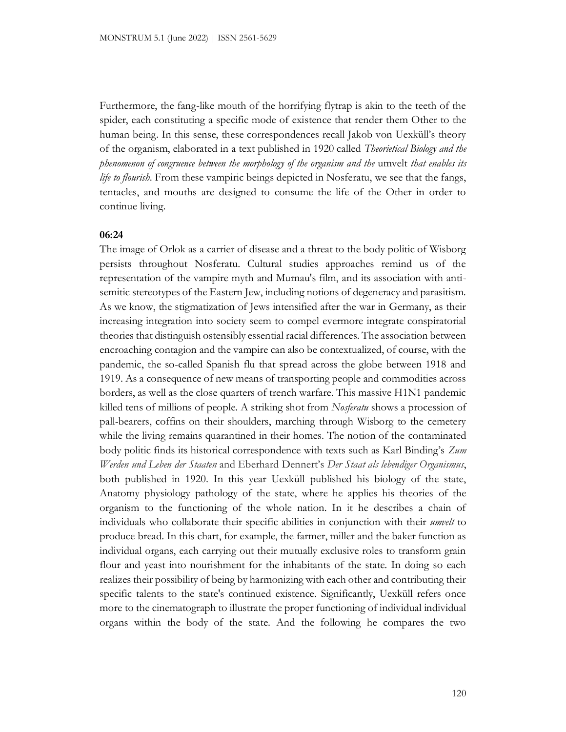Furthermore, the fang-like mouth of the horrifying flytrap is akin to the teeth of the spider, each constituting a specific mode of existence that render them Other to the human being. In this sense, these correspondences recall Jakob von Uexküll's theory of the organism, elaborated in a text published in 1920 called *Theorietical Biology and the phenomenon of congruence between the morphology of the organism and the* umvelt *that enables its life to flourish*. From these vampiric beings depicted in Nosferatu, we see that the fangs, tentacles, and mouths are designed to consume the life of the Other in order to continue living.

**06:24**

The image of Orlok as a carrier of disease and a threat to the body politic of Wisborg persists throughout Nosferatu. Cultural studies approaches remind us of the representation of the vampire myth and Murnau's film, and its association with anti-semitic stereotypes of the Eastern Jew, including notions of degeneracy and parasitism. As we know, the stigmatization of Jews intensified after the war in Germany, as their increasing integration into society seem to compel evermore integrate conspiratorial theories that distinguish ostensibly essential racial differences. The association between encroaching contagion and the vampire can also be contextualized, of course, with the pandemic, the so-called Spanish flu that spread across the globe between 1918 and 1919. As a consequence of new means of transporting people and commodities across borders, as well as the close quarters of trench warfare. This massive H1N1 pandemic killed tens of millions of people. A striking shot from *Nosferatu* shows a procession of pall-bearers, coffins on their shoulders, marching through Wisborg to the cemetery while the living remains quarantined in their homes. The notion of the contaminated body politic finds its historical correspondence with texts such as Karl Binding's *Zum Werden und Leben der Staaten* and Eberhard Dennert's *Der Staat als lebendiger Organismus*, both published in 1920. In this year Uexküll published his biology of the state, Anatomy physiology pathology of the state, where he applies his theories of the organism to the functioning of the whole nation. In it he describes a chain of individuals who collaborate their specific abilities in conjunction with their *umvelt* to produce bread. In this chart, for example, the farmer, miller and the baker function as individual organs, each carrying out their mutually exclusive roles to transform grain flour and yeast into nourishment for the inhabitants of the state. In doing so each realizes their possibility of being by harmonizing with each other and contributing their specific talents to the state's continued existence. Significantly, Uexküll refers once more to the cinematograph to illustrate the proper functioning of individual individual organs within the body of the state. And the following he compares the two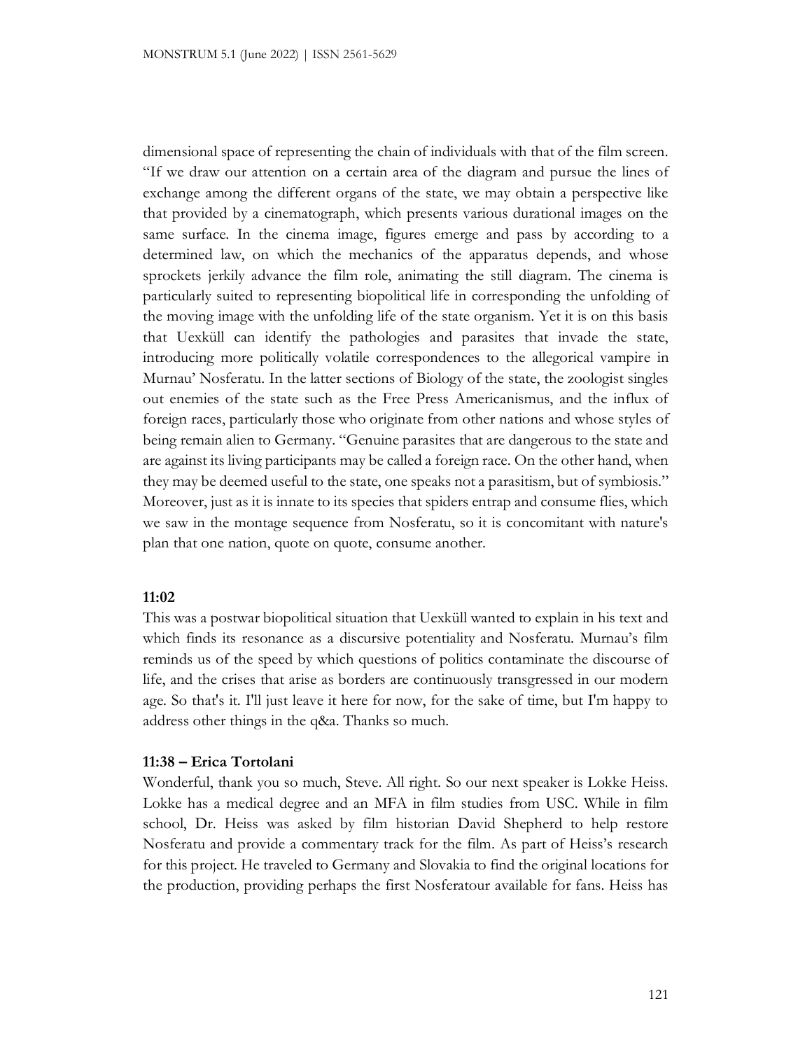dimensional space of representing the chain of individuals with that of the film screen. "If we draw our attention on a certain area of the diagram and pursue the lines of exchange among the different organs of the state, we may obtain a perspective like that provided by a cinematograph, which presents various durational images on the same surface. In the cinema image, figures emerge and pass by according to a determined law, on which the mechanics of the apparatus depends, and whose sprockets jerkily advance the film role, animating the still diagram. The cinema is particularly suited to representing biopolitical life in corresponding the unfolding of the moving image with the unfolding life of the state organism. Yet it is on this basis that Uexküll can identify the pathologies and parasites that invade the state, introducing more politically volatile correspondences to the allegorical vampire in Murnau' Nosferatu. In the latter sections of Biology of the state, the zoologist singles out enemies of the state such as the Free Press Americanismus, and the influx of foreign races, particularly those who originate from other nations and whose styles of being remain alien to Germany. "Genuine parasites that are dangerous to the state and are against its living participants may be called a foreign race. On the other hand, when they may be deemed useful to the state, one speaks not a parasitism, but of symbiosis." Moreover, just as it is innate to its species that spiders entrap and consume flies, which we saw in the montage sequence from Nosferatu, so it is concomitant with nature's plan that one nation, quote on quote, consume another.

**11:02**

This was a postwar biopolitical situation that Uexküll wanted to explain in his text and which finds its resonance as a discursive potentiality and Nosferatu. Murnau's film reminds us of the speed by which questions of politics contaminate the discourse of life, and the crises that arise as borders are continuously transgressed in our modern age. So that's it. I'll just leave it here for now, for the sake of time, but I'm happy to address other things in the q&a. Thanks so much.

**11:38 – Erica Tortolani**

Wonderful, thank you so much, Steve. All right. So our next speaker is Lokke Heiss. Lokke has a medical degree and an MFA in film studies from USC. While in film school, Dr. Heiss was asked by film historian David Shepherd to help restore Nosferatu and provide a commentary track for the film. As part of Heiss's research for this project. He traveled to Germany and Slovakia to find the original locations for the production, providing perhaps the first Nosferatour available for fans. Heiss has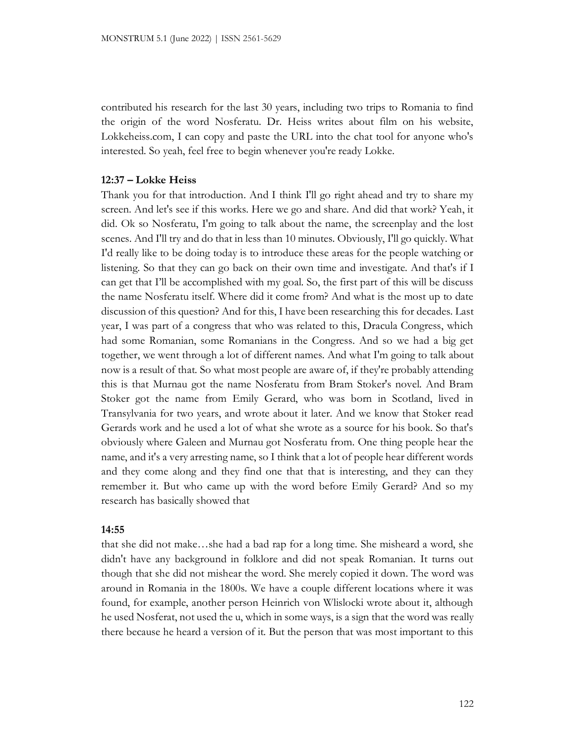contributed his research for the last 30 years, including two trips to Romania to find the origin of the word Nosferatu. Dr. Heiss writes about film on his website, Lokkeheiss.com, I can copy and paste the URL into the chat tool for anyone who's interested. So yeah, feel free to begin whenever you're ready Lokke.

**12:37 – Lokke Heiss**

Thank you for that introduction. And I think I'll go right ahead and try to share my screen. And let's see if this works. Here we go and share. And did that work? Yeah, it did. Ok so Nosferatu, I'm going to talk about the name, the screenplay and the lost scenes. And I'll try and do that in less than 10 minutes. Obviously, I'll go quickly. What I'd really like to be doing today is to introduce these areas for the people watching or listening. So that they can go back on their own time and investigate. And that's if I can get that I'll be accomplished with my goal. So, the first part of this will be discuss the name Nosferatu itself. Where did it come from? And what is the most up to date discussion of this question? And for this, I have been researching this for decades. Last year, I was part of a congress that who was related to this, Dracula Congress, which had some Romanian, some Romanians in the Congress. And so we had a big get together, we went through a lot of different names. And what I'm going to talk about now is a result of that. So what most people are aware of, if they're probably attending this is that Murnau got the name Nosferatu from Bram Stoker's novel. And Bram Stoker got the name from Emily Gerard, who was born in Scotland, lived in Transylvania for two years, and wrote about it later. And we know that Stoker read Gerards work and he used a lot of what she wrote as a source for his book. So that's obviously where Galeen and Murnau got Nosferatu from. One thing people hear the name, and it's a very arresting name, so I think that a lot of people hear different words and they come along and they find one that that is interesting, and they can they remember it. But who came up with the word before Emily Gerard? And so my research has basically showed that

**14:55**

that she did not make…she had a bad rap for a long time. She misheard a word, she didn't have any background in folklore and did not speak Romanian. It turns out though that she did not mishear the word. She merely copied it down. The word was around in Romania in the 1800s. We have a couple different locations where it was found, for example, another person Heinrich von Wlislocki wrote about it, although he used Nosferat, not used the u, which in some ways, is a sign that the word was really there because he heard a version of it. But the person that was most important to this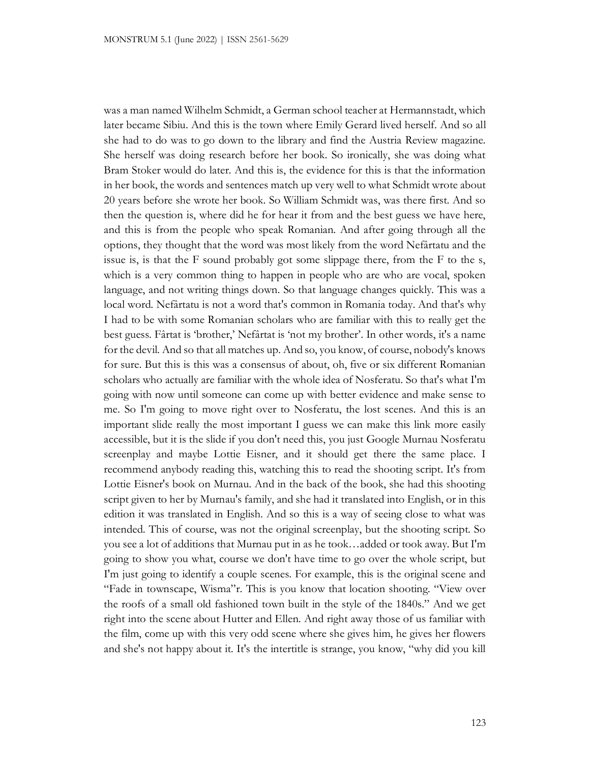was a man named Wilhelm Schmidt, a German school teacher at Hermannstadt, which later became Sibiu. And this is the town where Emily Gerard lived herself. And so all she had to do was to go down to the library and find the Austria Review magazine. She herself was doing research before her book. So ironically, she was doing what Bram Stoker would do later. And this is, the evidence for this is that the information in her book, the words and sentences match up very well to what Schmidt wrote about 20 years before she wrote her book. So William Schmidt was, was there first. And so then the question is, where did he for hear it from and the best guess we have here, and this is from the people who speak Romanian. And after going through all the options, they thought that the word was most likely from the word Nefârtatu and the issue is, is that the F sound probably got some slippage there, from the F to the s, which is a very common thing to happen in people who are who are vocal, spoken language, and not writing things down. So that language changes quickly. This was a local word. Nefârtatu is not a word that's common in Romania today. And that's why I had to be with some Romanian scholars who are familiar with this to really get the best guess. Fârtat is 'brother,' Nefârtat is 'not my brother'. In other words, it's a name for the devil. And so that all matches up. And so, you know, of course, nobody's knows for sure. But this is this was a consensus of about, oh, five or six different Romanian scholars who actually are familiar with the whole idea of Nosferatu. So that's what I'm going with now until someone can come up with better evidence and make sense to me. So I'm going to move right over to Nosferatu, the lost scenes. And this is an important slide really the most important I guess we can make this link more easily accessible, but it is the slide if you don't need this, you just Google Murnau Nosferatu screenplay and maybe Lottie Eisner, and it should get there the same place. I recommend anybody reading this, watching this to read the shooting script. It's from Lottie Eisner's book on Murnau. And in the back of the book, she had this shooting script given to her by Murnau's family, and she had it translated into English, or in this edition it was translated in English. And so this is a way of seeing close to what was intended. This of course, was not the original screenplay, but the shooting script. So you see a lot of additions that Murnau put in as he took…added or took away. But I'm going to show you what, course we don't have time to go over the whole script, but I'm just going to identify a couple scenes. For example, this is the original scene and "Fade in townscape, Wisma"r. This is you know that location shooting. "View over the roofs of a small old fashioned town built in the style of the 1840s." And we get right into the scene about Hutter and Ellen. And right away those of us familiar with the film, come up with this very odd scene where she gives him, he gives her flowers and she's not happy about it. It's the intertitle is strange, you know, "why did you kill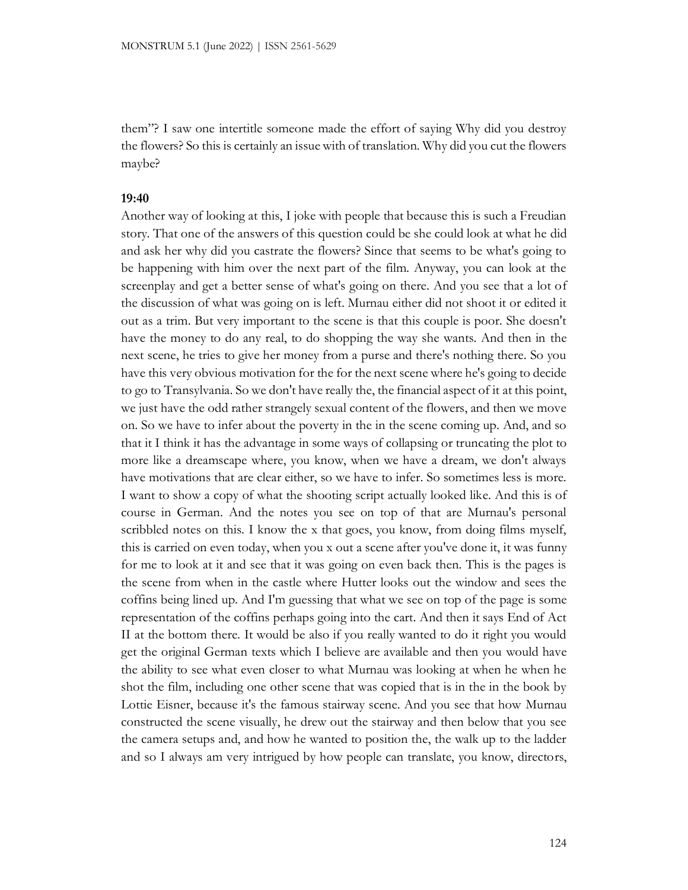them"? I saw one intertitle someone made the effort of saying Why did you destroy the flowers? So this is certainly an issue with of translation. Why did you cut the flowers maybe?

**19:40**

Another way of looking at this, I joke with people that because this is such a Freudian story. That one of the answers of this question could be she could look at what he did and ask her why did you castrate the flowers? Since that seems to be what's going to be happening with him over the next part of the film. Anyway, you can look at the screenplay and get a better sense of what's going on there. And you see that a lot of the discussion of what was going on is left. Murnau either did not shoot it or edited it out as a trim. But very important to the scene is that this couple is poor. She doesn't have the money to do any real, to do shopping the way she wants. And then in the next scene, he tries to give her money from a purse and there's nothing there. So you have this very obvious motivation for the for the next scene where he's going to decide to go to Transylvania. So we don't have really the, the financial aspect of it at this point, we just have the odd rather strangely sexual content of the flowers, and then we move on. So we have to infer about the poverty in the in the scene coming up. And, and so that it I think it has the advantage in some ways of collapsing or truncating the plot to more like a dreamscape where, you know, when we have a dream, we don't always have motivations that are clear either, so we have to infer. So sometimes less is more. I want to show a copy of what the shooting script actually looked like. And this is of course in German. And the notes you see on top of that are Murnau's personal scribbled notes on this. I know the x that goes, you know, from doing films myself, this is carried on even today, when you x out a scene after you've done it, it was funny for me to look at it and see that it was going on even back then. This is the pages is the scene from when in the castle where Hutter looks out the window and sees the coffins being lined up. And I'm guessing that what we see on top of the page is some representation of the coffins perhaps going into the cart. And then it says End of Act II at the bottom there. It would be also if you really wanted to do it right you would get the original German texts which I believe are available and then you would have the ability to see what even closer to what Murnau was looking at when he when he shot the film, including one other scene that was copied that is in the in the book by Lottie Eisner, because it's the famous stairway scene. And you see that how Murnau constructed the scene visually, he drew out the stairway and then below that you see the camera setups and, and how he wanted to position the, the walk up to the ladder and so I always am very intrigued by how people can translate, you know, directors,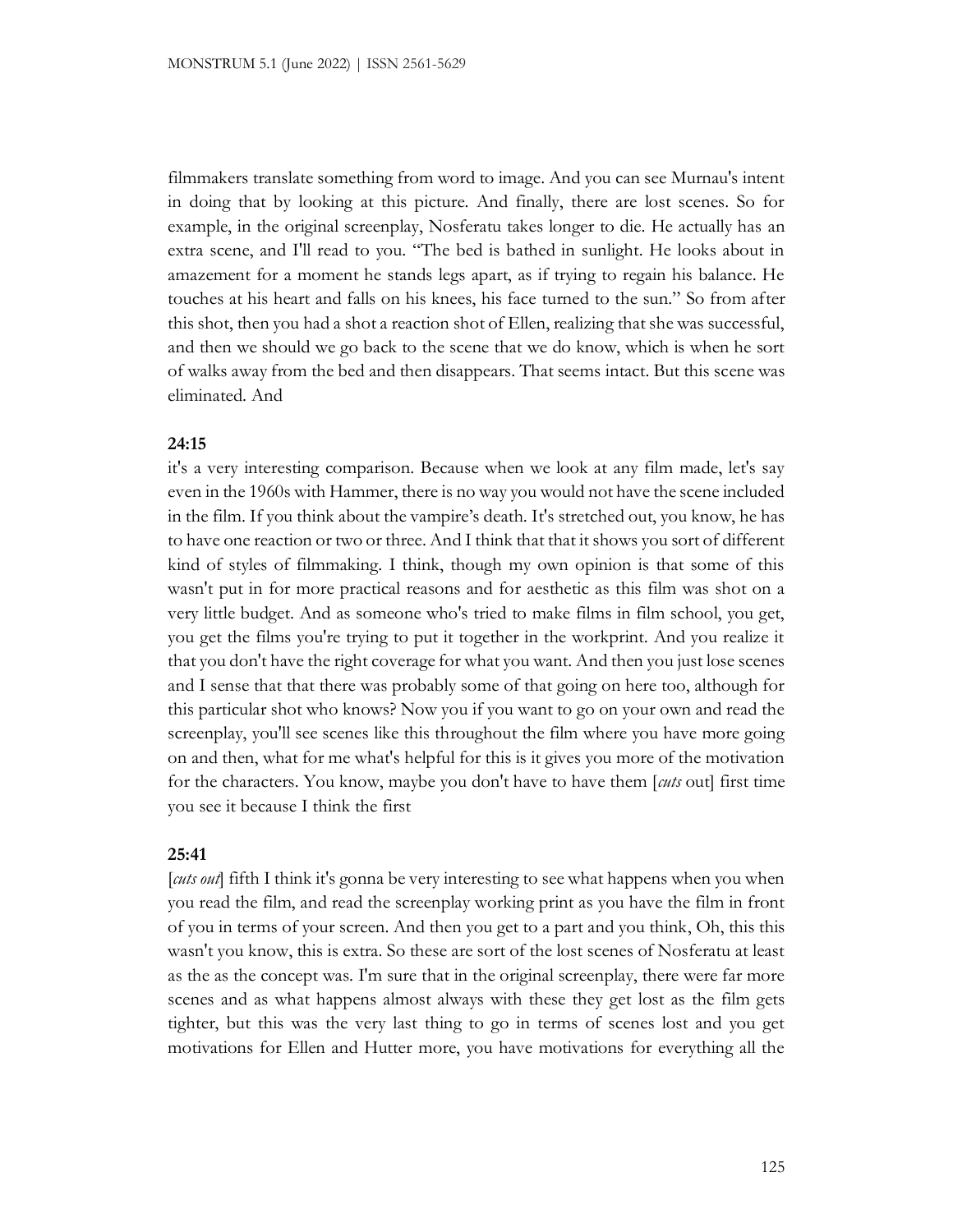filmmakers translate something from word to image. And you can see Murnau's intent in doing that by looking at this picture. And finally, there are lost scenes. So for example, in the original screenplay, Nosferatu takes longer to die. He actually has an extra scene, and I'll read to you. "The bed is bathed in sunlight. He looks about in amazement for a moment he stands legs apart, as if trying to regain his balance. He touches at his heart and falls on his knees, his face turned to the sun." So from after this shot, then you had a shot a reaction shot of Ellen, realizing that she was successful, and then we should we go back to the scene that we do know, which is when he sort of walks away from the bed and then disappears. That seems intact. But this scene was eliminated. And

**24:15**

it's a very interesting comparison. Because when we look at any film made, let's say even in the 1960s with Hammer, there is no way you would not have the scene included in the film. If you think about the vampire's death. It's stretched out, you know, he has to have one reaction or two or three. And I think that that it shows you sort of different kind of styles of filmmaking. I think, though my own opinion is that some of this wasn't put in for more practical reasons and for aesthetic as this film was shot on a very little budget. And as someone who's tried to make films in film school, you get, you get the films you're trying to put it together in the workprint. And you realize it that you don't have the right coverage for what you want. And then you just lose scenes and I sense that that there was probably some of that going on here too, although for this particular shot who knows? Now you if you want to go on your own and read the screenplay, you'll see scenes like this throughout the film where you have more going on and then, what for me what's helpful for this is it gives you more of the motivation for the characters. You know, maybe you don't have to have them [*cuts* out] first time you see it because I think the first

**25:41**

[*cuts out*] fifth I think it's gonna be very interesting to see what happens when you when you read the film, and read the screenplay working print as you have the film in front of you in terms of your screen. And then you get to a part and you think, Oh, this this wasn't you know, this is extra. So these are sort of the lost scenes of Nosferatu at least as the as the concept was. I'm sure that in the original screenplay, there were far more scenes and as what happens almost always with these they get lost as the film gets tighter, but this was the very last thing to go in terms of scenes lost and you get motivations for Ellen and Hutter more, you have motivations for everything all the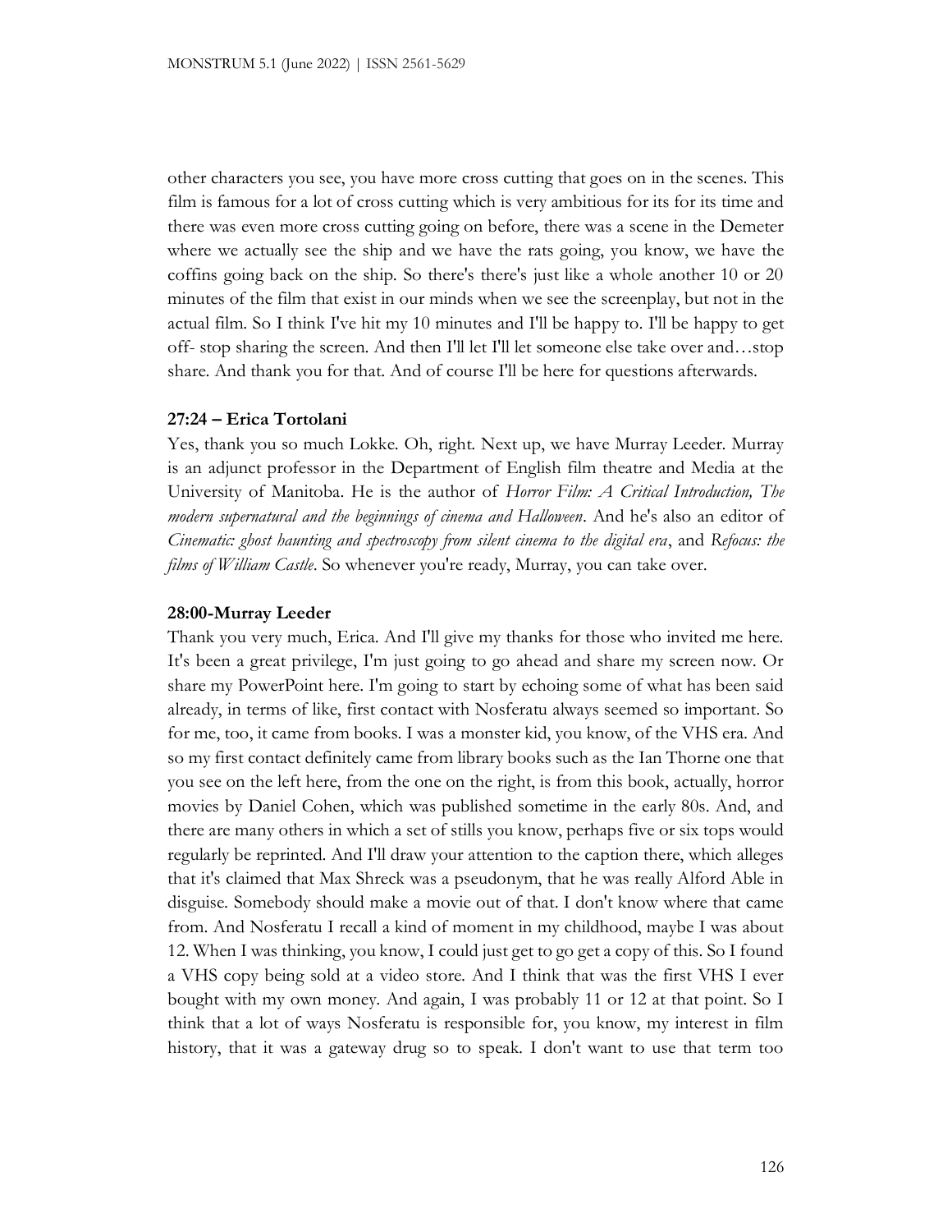other characters you see, you have more cross cutting that goes on in the scenes. This film is famous for a lot of cross cutting which is very ambitious for its for its time and there was even more cross cutting going on before, there was a scene in the Demeter where we actually see the ship and we have the rats going, you know, we have the coffins going back on the ship. So there's there's just like a whole another 10 or 20 minutes of the film that exist in our minds when we see the screenplay, but not in the actual film. So I think I've hit my 10 minutes and I'll be happy to. I'll be happy to get off- stop sharing the screen. And then I'll let I'll let someone else take over and…stop share. And thank you for that. And of course I'll be here for questions afterwards.

**27:24 – Erica Tortolani**

Yes, thank you so much Lokke. Oh, right. Next up, we have Murray Leeder. Murray is an adjunct professor in the Department of English film theatre and Media at the University of Manitoba. He is the author of *Horror Film: A Critical Introduction, The modern supernatural and the beginnings of cinema and Halloween*. And he's also an editor of *Cinematic: ghost haunting and spectroscopy from silent cinema to the digital era*, and *Refocus: the films of William Castle*. So whenever you're ready, Murray, you can take over.

**28:00-Murray Leeder**

Thank you very much, Erica. And I'll give my thanks for those who invited me here. It's been a great privilege, I'm just going to go ahead and share my screen now. Or share my PowerPoint here. I'm going to start by echoing some of what has been said already, in terms of like, first contact with Nosferatu always seemed so important. So for me, too, it came from books. I was a monster kid, you know, of the VHS era. And so my first contact definitely came from library books such as the Ian Thorne one that you see on the left here, from the one on the right, is from this book, actually, horror movies by Daniel Cohen, which was published sometime in the early 80s. And, and there are many others in which a set of stills you know, perhaps five or six tops would regularly be reprinted. And I'll draw your attention to the caption there, which alleges that it's claimed that Max Shreck was a pseudonym, that he was really Alford Able in disguise. Somebody should make a movie out of that. I don't know where that came from. And Nosferatu I recall a kind of moment in my childhood, maybe I was about 12. When I was thinking, you know, I could just get to go get a copy of this. So I found a VHS copy being sold at a video store. And I think that was the first VHS I ever bought with my own money. And again, I was probably 11 or 12 at that point. So I think that a lot of ways Nosferatu is responsible for, you know, my interest in film history, that it was a gateway drug so to speak. I don't want to use that term too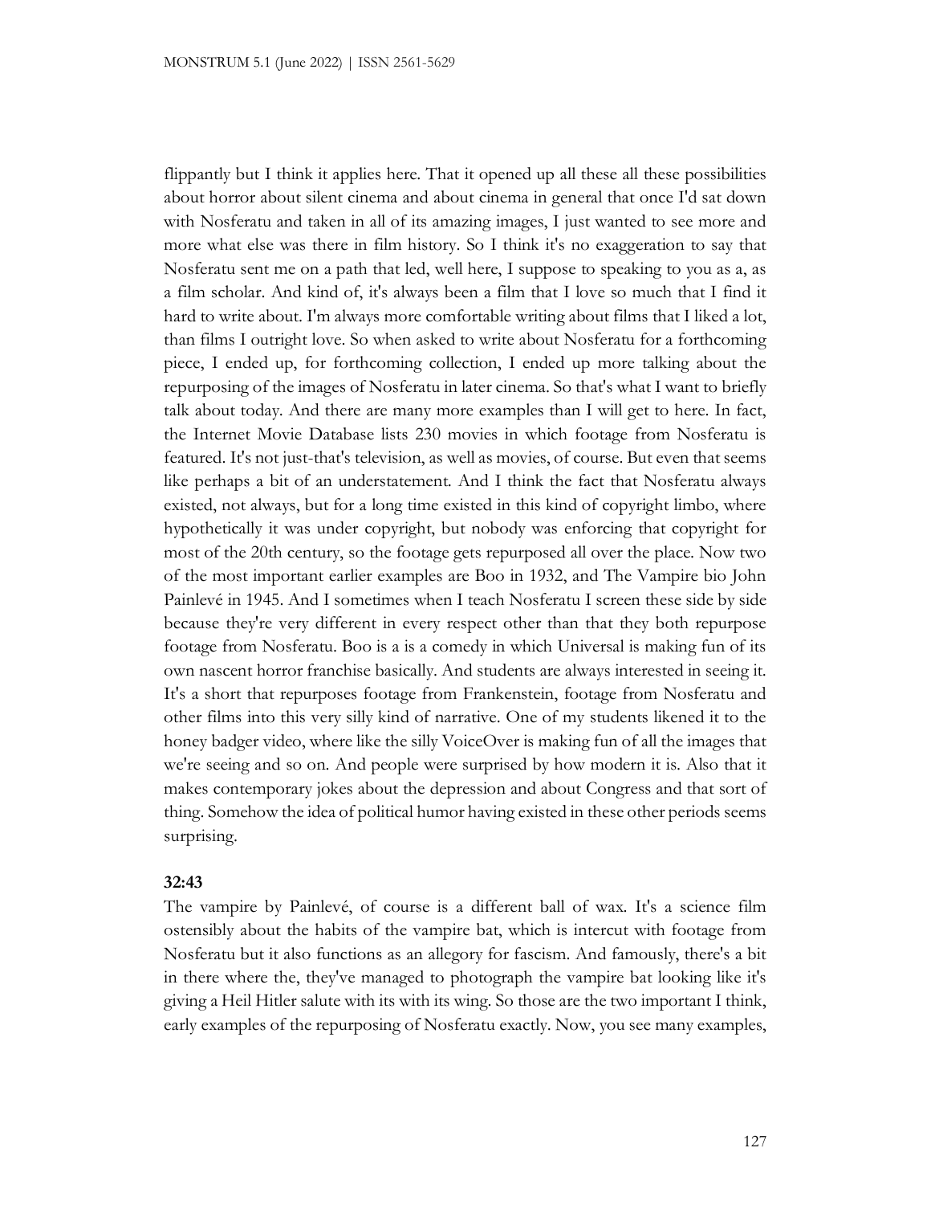flippantly but I think it applies here. That it opened up all these all these possibilities about horror about silent cinema and about cinema in general that once I'd sat down with Nosferatu and taken in all of its amazing images, I just wanted to see more and more what else was there in film history. So I think it's no exaggeration to say that Nosferatu sent me on a path that led, well here, I suppose to speaking to you as a, as a film scholar. And kind of, it's always been a film that I love so much that I find it hard to write about. I'm always more comfortable writing about films that I liked a lot, than films I outright love. So when asked to write about Nosferatu for a forthcoming piece, I ended up, for forthcoming collection, I ended up more talking about the repurposing of the images of Nosferatu in later cinema. So that's what I want to briefly talk about today. And there are many more examples than I will get to here. In fact, the Internet Movie Database lists 230 movies in which footage from Nosferatu is featured. It's not just-that's television, as well as movies, of course. But even that seems like perhaps a bit of an understatement. And I think the fact that Nosferatu always existed, not always, but for a long time existed in this kind of copyright limbo, where hypothetically it was under copyright, but nobody was enforcing that copyright for most of the 20th century, so the footage gets repurposed all over the place. Now two of the most important earlier examples are Boo in 1932, and The Vampire bio John Painlevé in 1945. And I sometimes when I teach Nosferatu I screen these side by side because they're very different in every respect other than that they both repurpose footage from Nosferatu. Boo is a is a comedy in which Universal is making fun of its own nascent horror franchise basically. And students are always interested in seeing it. It's a short that repurposes footage from Frankenstein, footage from Nosferatu and other films into this very silly kind of narrative. One of my students likened it to the honey badger video, where like the silly VoiceOver is making fun of all the images that we're seeing and so on. And people were surprised by how modern it is. Also that it makes contemporary jokes about the depression and about Congress and that sort of thing. Somehow the idea of political humor having existed in these other periods seems surprising.

**32:43**

The vampire by Painlevé, of course is a different ball of wax. It's a science film ostensibly about the habits of the vampire bat, which is intercut with footage from Nosferatu but it also functions as an allegory for fascism. And famously, there's a bit in there where the, they've managed to photograph the vampire bat looking like it's giving a Heil Hitler salute with its with its wing. So those are the two important I think, early examples of the repurposing of Nosferatu exactly. Now, you see many examples,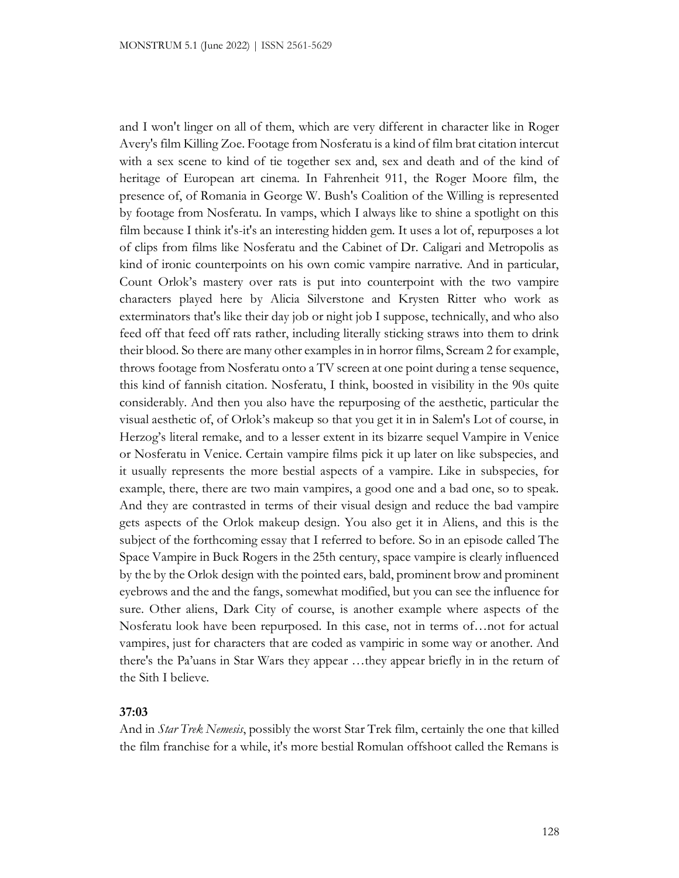and I won't linger on all of them, which are very different in character like in Roger Avery's film Killing Zoe. Footage from Nosferatu is a kind of film brat citation intercut with a sex scene to kind of tie together sex and, sex and death and of the kind of heritage of European art cinema. In Fahrenheit 911, the Roger Moore film, the presence of, of Romania in George W. Bush's Coalition of the Willing is represented by footage from Nosferatu. In vamps, which I always like to shine a spotlight on this film because I think it's-it's an interesting hidden gem. It uses a lot of, repurposes a lot of clips from films like Nosferatu and the Cabinet of Dr. Caligari and Metropolis as kind of ironic counterpoints on his own comic vampire narrative. And in particular, Count Orlok's mastery over rats is put into counterpoint with the two vampire characters played here by Alicia Silverstone and Krysten Ritter who work as exterminators that's like their day job or night job I suppose, technically, and who also feed off that feed off rats rather, including literally sticking straws into them to drink their blood. So there are many other examples in in horror films, Scream 2 for example, throws footage from Nosferatu onto a TV screen at one point during a tense sequence, this kind of fannish citation. Nosferatu, I think, boosted in visibility in the 90s quite considerably. And then you also have the repurposing of the aesthetic, particular the visual aesthetic of, of Orlok's makeup so that you get it in in Salem's Lot of course, in Herzog's literal remake, and to a lesser extent in its bizarre sequel Vampire in Venice or Nosferatu in Venice. Certain vampire films pick it up later on like subspecies, and it usually represents the more bestial aspects of a vampire. Like in subspecies, for example, there, there are two main vampires, a good one and a bad one, so to speak. And they are contrasted in terms of their visual design and reduce the bad vampire gets aspects of the Orlok makeup design. You also get it in Aliens, and this is the subject of the forthcoming essay that I referred to before. So in an episode called The Space Vampire in Buck Rogers in the 25th century, space vampire is clearly influenced by the by the Orlok design with the pointed ears, bald, prominent brow and prominent eyebrows and the and the fangs, somewhat modified, but you can see the influence for sure. Other aliens, Dark City of course, is another example where aspects of the Nosferatu look have been repurposed. In this case, not in terms of…not for actual vampires, just for characters that are coded as vampiric in some way or another. And there's the Pa'uans in Star Wars they appear …they appear briefly in in the return of the Sith I believe.

**37:03**

And in *Star Trek Nemesis*, possibly the worst Star Trek film, certainly the one that killed the film franchise for a while, it's more bestial Romulan offshoot called the Remans is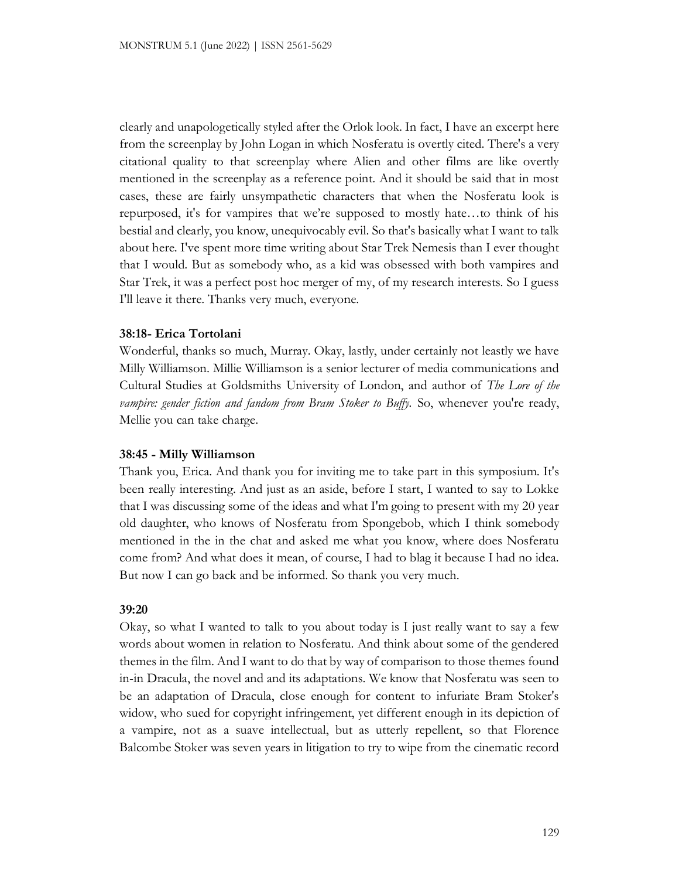clearly and unapologetically styled after the Orlok look. In fact, I have an excerpt here from the screenplay by John Logan in which Nosferatu is overtly cited. There's a very citational quality to that screenplay where Alien and other films are like overtly mentioned in the screenplay as a reference point. And it should be said that in most cases, these are fairly unsympathetic characters that when the Nosferatu look is repurposed, it's for vampires that we're supposed to mostly hate…to think of his bestial and clearly, you know, unequivocably evil. So that's basically what I want to talk about here. I've spent more time writing about Star Trek Nemesis than I ever thought that I would. But as somebody who, as a kid was obsessed with both vampires and Star Trek, it was a perfect post hoc merger of my, of my research interests. So I guess I'll leave it there. Thanks very much, everyone.

**38:18- Erica Tortolani**

Wonderful, thanks so much, Murray. Okay, lastly, under certainly not leastly we have Milly Williamson. Millie Williamson is a senior lecturer of media communications and Cultural Studies at Goldsmiths University of London, and author of *The Lore of the vampire: gender fiction and fandom from Bram Stoker to Buffy.* So, whenever you're ready, Mellie you can take charge.

**38:45 - Milly Williamson**

Thank you, Erica. And thank you for inviting me to take part in this symposium. It's been really interesting. And just as an aside, before I start, I wanted to say to Lokke that I was discussing some of the ideas and what I'm going to present with my 20 year old daughter, who knows of Nosferatu from Spongebob, which I think somebody mentioned in the in the chat and asked me what you know, where does Nosferatu come from? And what does it mean, of course, I had to blag it because I had no idea. But now I can go back and be informed. So thank you very much.

**39:20**

Okay, so what I wanted to talk to you about today is I just really want to say a few words about women in relation to Nosferatu. And think about some of the gendered themes in the film. And I want to do that by way of comparison to those themes found in-in Dracula, the novel and and its adaptations. We know that Nosferatu was seen to be an adaptation of Dracula, close enough for content to infuriate Bram Stoker's widow, who sued for copyright infringement, yet different enough in its depiction of a vampire, not as a suave intellectual, but as utterly repellent, so that Florence Balcombe Stoker was seven years in litigation to try to wipe from the cinematic record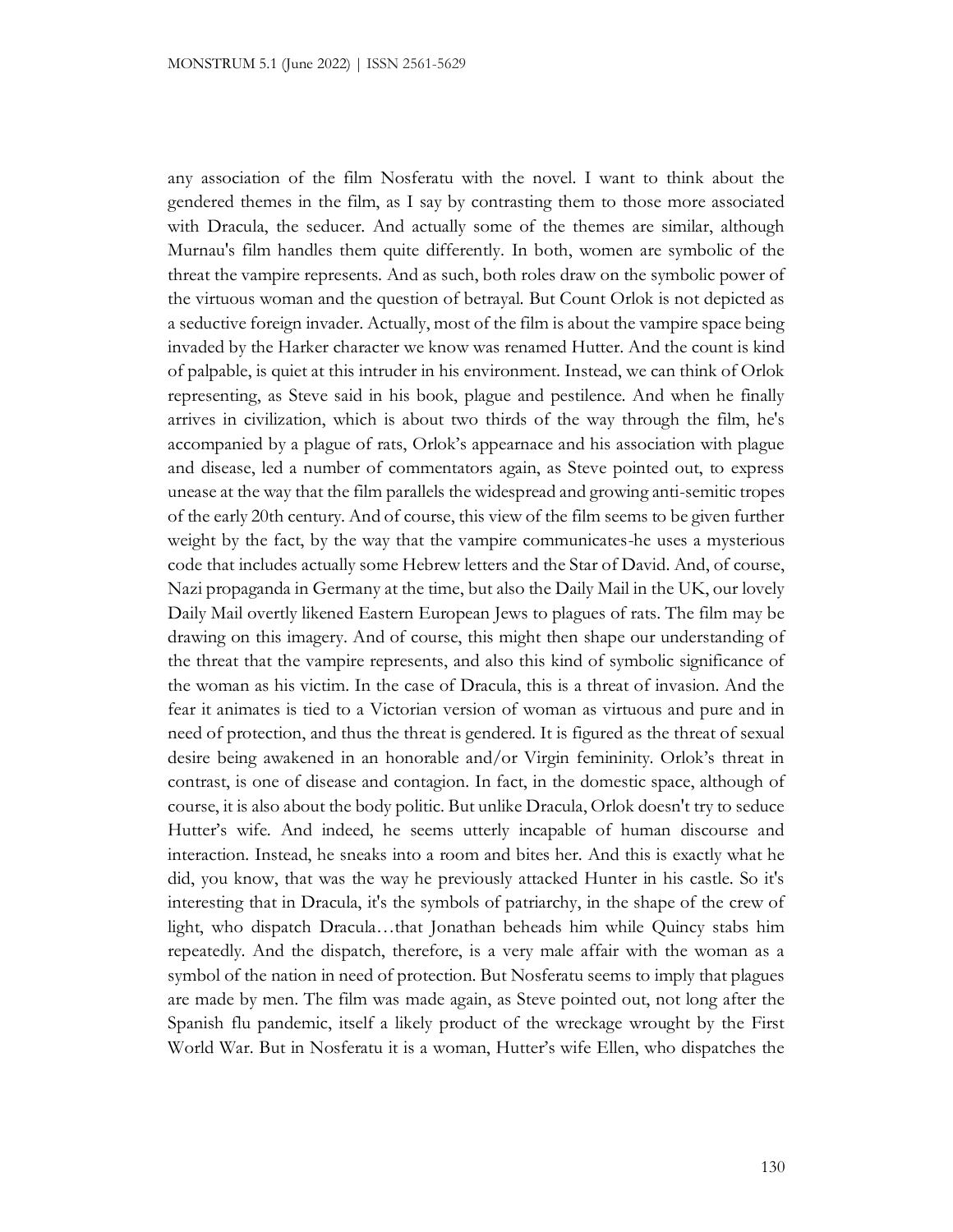any association of the film Nosferatu with the novel. I want to think about the gendered themes in the film, as I say by contrasting them to those more associated with Dracula, the seducer. And actually some of the themes are similar, although Murnau's film handles them quite differently. In both, women are symbolic of the threat the vampire represents. And as such, both roles draw on the symbolic power of the virtuous woman and the question of betrayal. But Count Orlok is not depicted as a seductive foreign invader. Actually, most of the film is about the vampire space being invaded by the Harker character we know was renamed Hutter. And the count is kind of palpable, is quiet at this intruder in his environment. Instead, we can think of Orlok representing, as Steve said in his book, plague and pestilence. And when he finally arrives in civilization, which is about two thirds of the way through the film, he's accompanied by a plague of rats, Orlok's appearnace and his association with plague and disease, led a number of commentators again, as Steve pointed out, to express unease at the way that the film parallels the widespread and growing anti-semitic tropes of the early 20th century. And of course, this view of the film seems to be given further weight by the fact, by the way that the vampire communicates-he uses a mysterious code that includes actually some Hebrew letters and the Star of David. And, of course, Nazi propaganda in Germany at the time, but also the Daily Mail in the UK, our lovely Daily Mail overtly likened Eastern European Jews to plagues of rats. The film may be drawing on this imagery. And of course, this might then shape our understanding of the threat that the vampire represents, and also this kind of symbolic significance of the woman as his victim. In the case of Dracula, this is a threat of invasion. And the fear it animates is tied to a Victorian version of woman as virtuous and pure and in need of protection, and thus the threat is gendered. It is figured as the threat of sexual desire being awakened in an honorable and/or Virgin femininity. Orlok's threat in contrast, is one of disease and contagion. In fact, in the domestic space, although of course, it is also about the body politic. But unlike Dracula, Orlok doesn't try to seduce Hutter's wife. And indeed, he seems utterly incapable of human discourse and interaction. Instead, he sneaks into a room and bites her. And this is exactly what he did, you know, that was the way he previously attacked Hunter in his castle. So it's interesting that in Dracula, it's the symbols of patriarchy, in the shape of the crew of light, who dispatch Dracula…that Jonathan beheads him while Quincy stabs him repeatedly. And the dispatch, therefore, is a very male affair with the woman as a symbol of the nation in need of protection. But Nosferatu seems to imply that plagues are made by men. The film was made again, as Steve pointed out, not long after the Spanish flu pandemic, itself a likely product of the wreckage wrought by the First World War. But in Nosferatu it is a woman, Hutter's wife Ellen, who dispatches the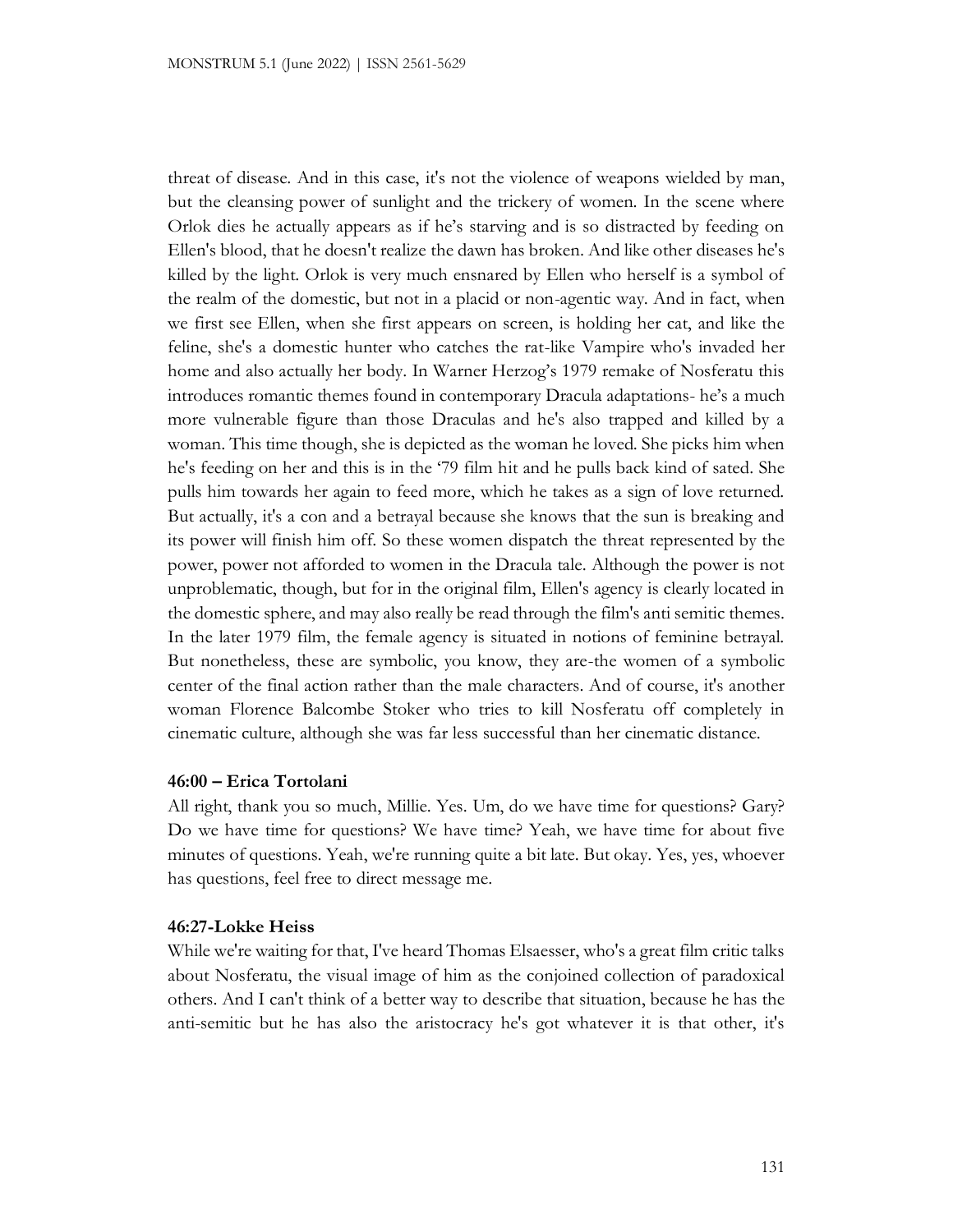threat of disease. And in this case, it's not the violence of weapons wielded by man, but the cleansing power of sunlight and the trickery of women. In the scene where Orlok dies he actually appears as if he's starving and is so distracted by feeding on Ellen's blood, that he doesn't realize the dawn has broken. And like other diseases he's killed by the light. Orlok is very much ensnared by Ellen who herself is a symbol of the realm of the domestic, but not in a placid or non-agentic way. And in fact, when we first see Ellen, when she first appears on screen, is holding her cat, and like the feline, she's a domestic hunter who catches the rat-like Vampire who's invaded her home and also actually her body. In Warner Herzog's 1979 remake of Nosferatu this introduces romantic themes found in contemporary Dracula adaptations- he's a much more vulnerable figure than those Draculas and he's also trapped and killed by a woman. This time though, she is depicted as the woman he loved. She picks him when he's feeding on her and this is in the '79 film hit and he pulls back kind of sated. She pulls him towards her again to feed more, which he takes as a sign of love returned. But actually, it's a con and a betrayal because she knows that the sun is breaking and its power will finish him off. So these women dispatch the threat represented by the power, power not afforded to women in the Dracula tale. Although the power is not unproblematic, though, but for in the original film, Ellen's agency is clearly located in the domestic sphere, and may also really be read through the film's anti semitic themes. In the later 1979 film, the female agency is situated in notions of feminine betrayal. But nonetheless, these are symbolic, you know, they are-the women of a symbolic center of the final action rather than the male characters. And of course, it's another woman Florence Balcombe Stoker who tries to kill Nosferatu off completely in cinematic culture, although she was far less successful than her cinematic distance.

#### 46:00 – Erica Tortolani

All right, thank you so much, Millie. Yes. Um, do we have time for questions? Gary? Do we have time for questions? We have time? Yeah, we have time for about five minutes of questions. Yeah, we're running quite a bit late. But okay. Yes, yes, whoever has questions, feel free to direct message me.

#### 46:27-Lokke Heiss

While we're waiting for that, I've heard Thomas Elsaesser, who's a great film critic talks about Nosferatu, the visual image of him as the conjoined collection of paradoxical others. And I can't think of a better way to describe that situation, because he has the anti-semitic but he has also the aristocracy he's got whatever it is that other, it's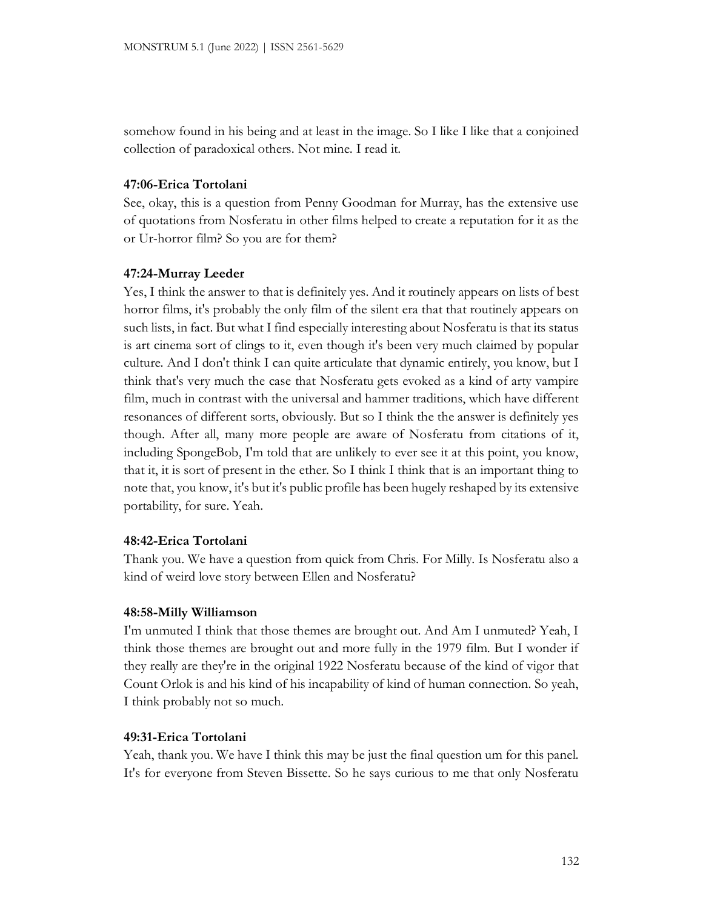somehow found in his being and at least in the image. So I like I like that a conjoined collection of paradoxical others. Not mine. I read it.

**47:06-Erica Tortolani**

See, okay, this is a question from Penny Goodman for Murray, has the extensive use of quotations from Nosferatu in other films helped to create a reputation for it as the or Ur-horror film? So you are for them?

**47:24-Murray Leeder**

Yes, I think the answer to that is definitely yes. And it routinely appears on lists of best horror films, it's probably the only film of the silent era that that routinely appears on such lists, in fact. But what I find especially interesting about Nosferatu is that its status is art cinema sort of clings to it, even though it's been very much claimed by popular culture. And I don't think I can quite articulate that dynamic entirely, you know, but I think that's very much the case that Nosferatu gets evoked as a kind of arty vampire film, much in contrast with the universal and hammer traditions, which have different resonances of different sorts, obviously. But so I think the the answer is definitely yes though. After all, many more people are aware of Nosferatu from citations of it, including SpongeBob, I'm told that are unlikely to ever see it at this point, you know, that it, it is sort of present in the ether. So I think I think that is an important thing to note that, you know, it's but it's public profile has been hugely reshaped by its extensive portability, for sure. Yeah.

**48:42-Erica Tortolani**

Thank you. We have a question from quick from Chris. For Milly. Is Nosferatu also a kind of weird love story between Ellen and Nosferatu?

**48:58-Milly Williamson**

I'm unmuted I think that those themes are brought out. And Am I unmuted? Yeah, I think those themes are brought out and more fully in the 1979 film. But I wonder if they really are they're in the original 1922 Nosferatu because of the kind of vigor that Count Orlok is and his kind of his incapability of kind of human connection. So yeah, I think probably not so much.

**49:31-Erica Tortolani**

Yeah, thank you. We have I think this may be just the final question um for this panel. It's for everyone from Steven Bissette. So he says curious to me that only Nosferatu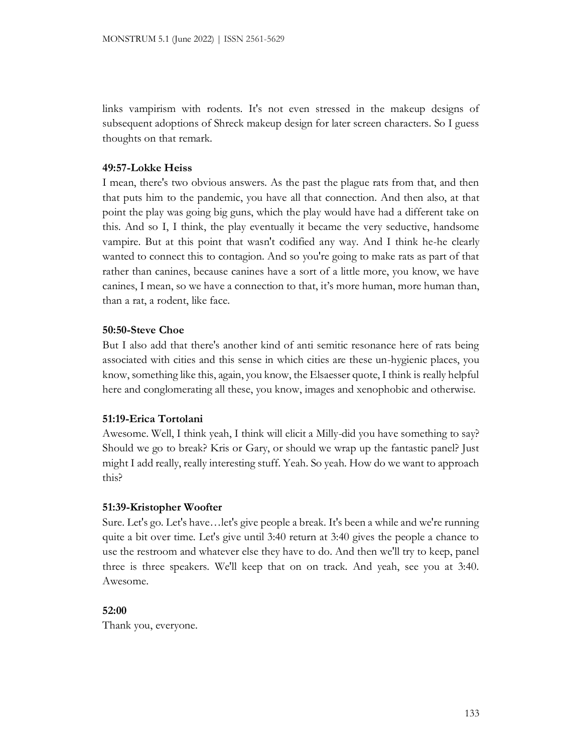links vampirism with rodents. It's not even stressed in the makeup designs of subsequent adoptions of Shreck makeup design for later screen characters. So I guess thoughts on that remark.

**49:57-Lokke Heiss**

I mean, there's two obvious answers. As the past the plague rats from that, and then that puts him to the pandemic, you have all that connection. And then also, at that point the play was going big guns, which the play would have had a different take on this. And so I, I think, the play eventually it became the very seductive, handsome vampire. But at this point that wasn't codified any way. And I think he-he clearly wanted to connect this to contagion. And so you're going to make rats as part of that rather than canines, because canines have a sort of a little more, you know, we have canines, I mean, so we have a connection to that, it's more human, more human than, than a rat, a rodent, like face.

**50:50-Steve Choe**

But I also add that there's another kind of anti semitic resonance here of rats being associated with cities and this sense in which cities are these un-hygienic places, you know, something like this, again, you know, the Elsaesser quote, I think is really helpful here and conglomerating all these, you know, images and xenophobic and otherwise.

**51:19-Erica Tortolani**

Awesome. Well, I think yeah, I think will elicit a Milly-did you have something to say? Should we go to break? Kris or Gary, or should we wrap up the fantastic panel? Just might I add really, really interesting stuff. Yeah. So yeah. How do we want to approach this?

**51:39-Kristopher Woofter**

Sure. Let's go. Let's have…let's give people a break. It's been a while and we're running quite a bit over time. Let's give until 3:40 return at 3:40 gives the people a chance to use the restroom and whatever else they have to do. And then we'll try to keep, panel three is three speakers. We'll keep that on on track. And yeah, see you at 3:40. Awesome.

**52:00**

Thank you, everyone.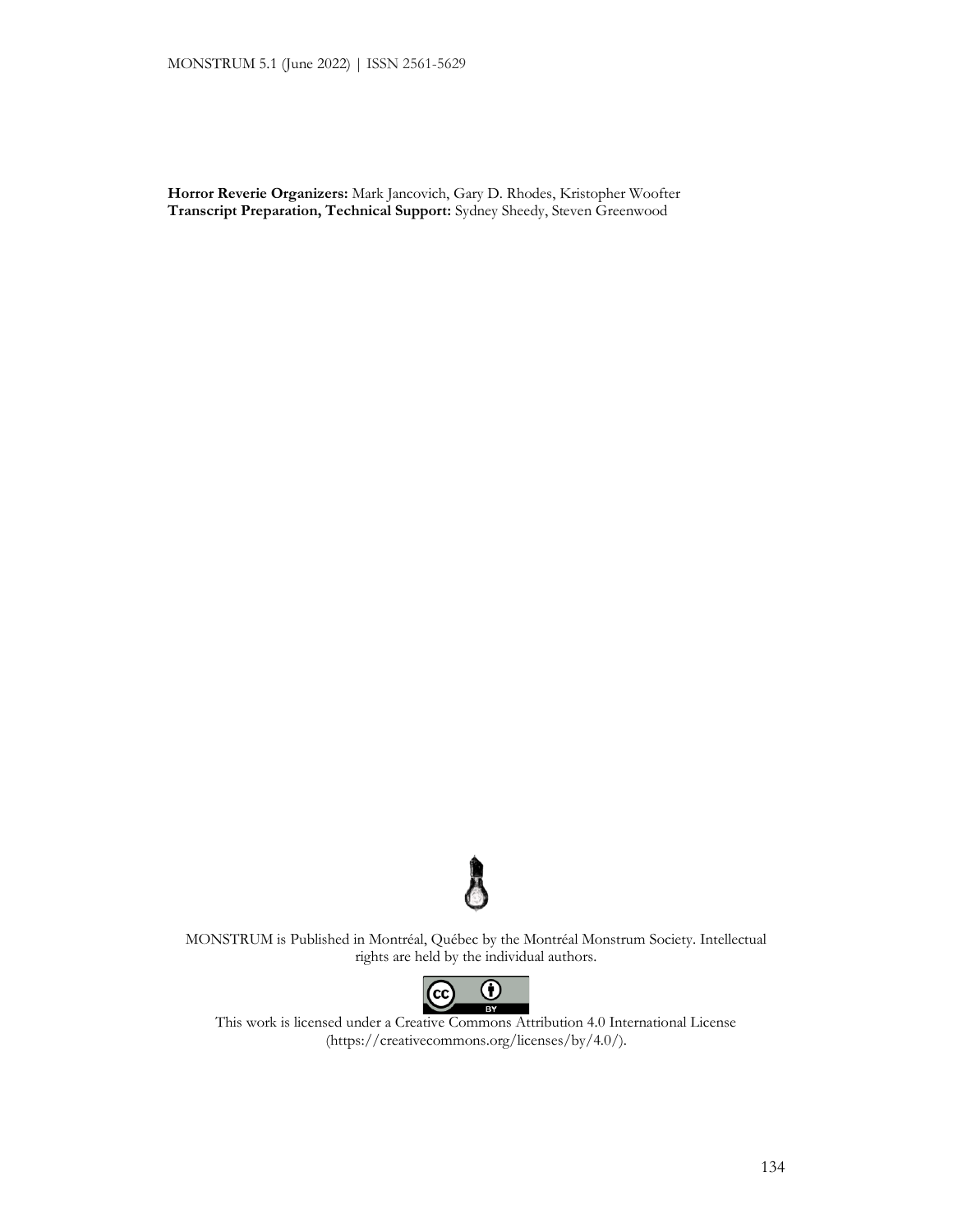**Horror Reverie Organizers:** Mark Jancovich, Gary D. Rhodes, Kristopher Woofter
**Transcript Preparation, Technical Support:** Sydney Sheedy, Steven Greenwood

MONSTRUM is Published in Montréal, Québec by the Montréal Monstrum Society. Intellectual rights are held by the individual authors.

This work is licensed under a Creative Commons Attribution 4.0 International License (https://creativecommons.org/licenses/by/4.0/).